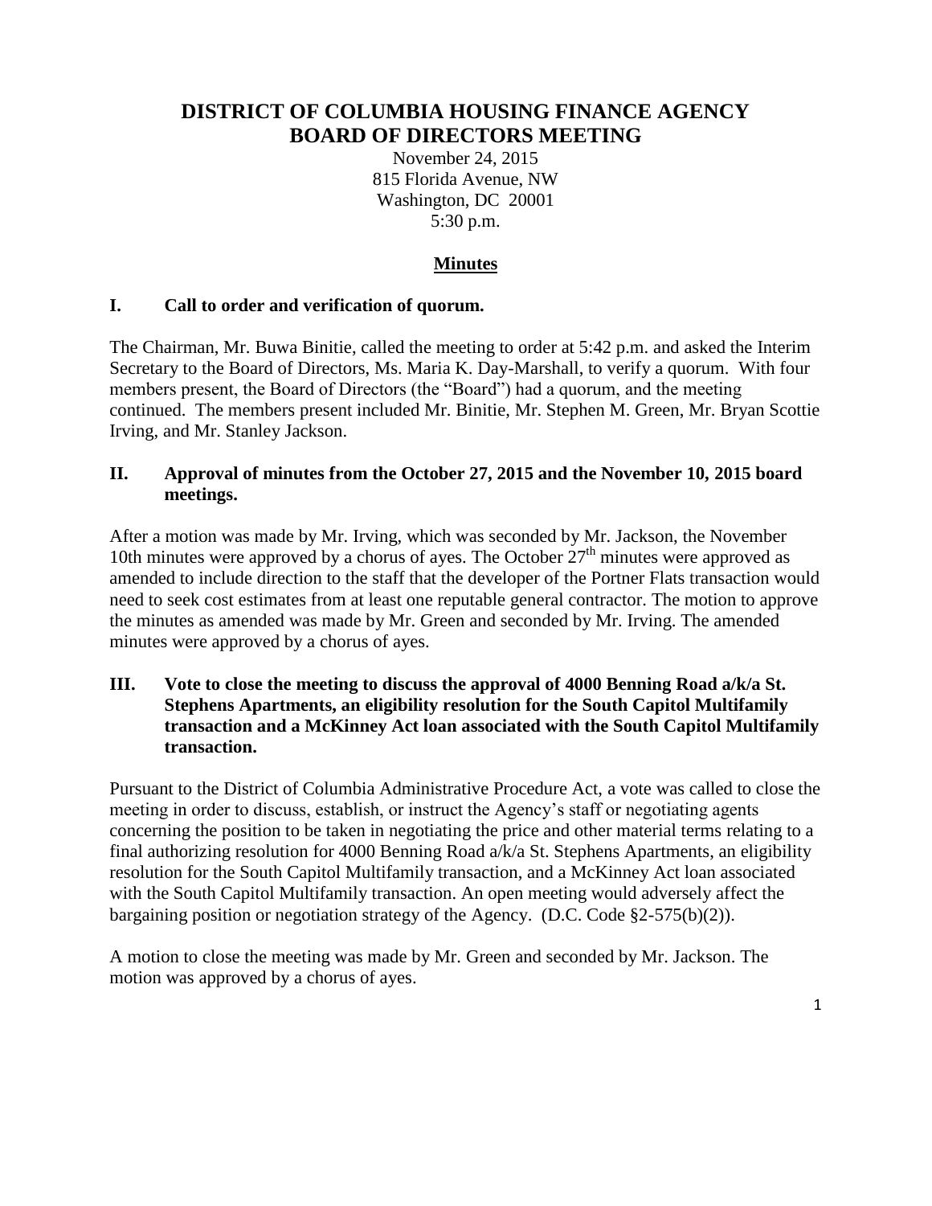# DISTRICT OF COLUMBIA HOUSING FINANCE AGENCY
# BOARD OF DIRECTORS MEETING

November 24, 2015
815 Florida Avenue, NW
Washington, DC 20001
5:30 p.m.

## Minutes

### I. Call to order and verification of quorum.

The Chairman, Mr. Buwa Binitie, called the meeting to order at 5:42 p.m. and asked the Interim Secretary to the Board of Directors, Ms. Maria K. Day-Marshall, to verify a quorum. With four members present, the Board of Directors (the "Board") had a quorum, and the meeting continued. The members present included Mr. Binitie, Mr. Stephen M. Green, Mr. Bryan Scottie Irving, and Mr. Stanley Jackson.

### II. Approval of minutes from the October 27, 2015 and the November 10, 2015 board meetings.

After a motion was made by Mr. Irving, which was seconded by Mr. Jackson, the November 10th minutes were approved by a chorus of ayes. The October 27th minutes were approved as amended to include direction to the staff that the developer of the Portner Flats transaction would need to seek cost estimates from at least one reputable general contractor. The motion to approve the minutes as amended was made by Mr. Green and seconded by Mr. Irving. The amended minutes were approved by a chorus of ayes.

### III. Vote to close the meeting to discuss the approval of 4000 Benning Road a/k/a St. Stephens Apartments, an eligibility resolution for the South Capitol Multifamily transaction and a McKinney Act loan associated with the South Capitol Multifamily transaction.

Pursuant to the District of Columbia Administrative Procedure Act, a vote was called to close the meeting in order to discuss, establish, or instruct the Agency's staff or negotiating agents concerning the position to be taken in negotiating the price and other material terms relating to a final authorizing resolution for 4000 Benning Road a/k/a St. Stephens Apartments, an eligibility resolution for the South Capitol Multifamily transaction, and a McKinney Act loan associated with the South Capitol Multifamily transaction. An open meeting would adversely affect the bargaining position or negotiation strategy of the Agency. (D.C. Code §2-575(b)(2)).

A motion to close the meeting was made by Mr. Green and seconded by Mr. Jackson. The motion was approved by a chorus of ayes.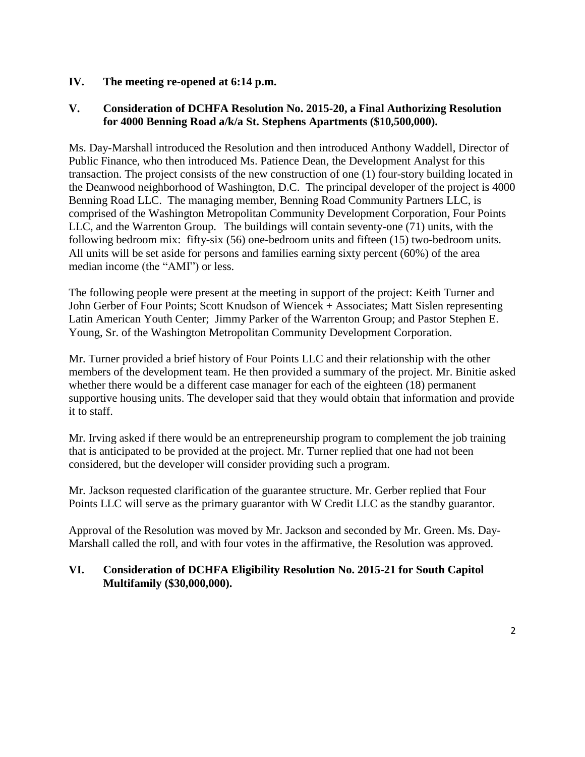## IV. The meeting re-opened at 6:14 p.m.

## V. Consideration of DCHFA Resolution No. 2015-20, a Final Authorizing Resolution for 4000 Benning Road a/k/a St. Stephens Apartments ($10,500,000).

Ms. Day-Marshall introduced the Resolution and then introduced Anthony Waddell, Director of Public Finance, who then introduced Ms. Patience Dean, the Development Analyst for this transaction. The project consists of the new construction of one (1) four-story building located in the Deanwood neighborhood of Washington, D.C. The principal developer of the project is 4000 Benning Road LLC. The managing member, Benning Road Community Partners LLC, is comprised of the Washington Metropolitan Community Development Corporation, Four Points LLC, and the Warrenton Group. The buildings will contain seventy-one (71) units, with the following bedroom mix: fifty-six (56) one-bedroom units and fifteen (15) two-bedroom units. All units will be set aside for persons and families earning sixty percent (60%) of the area median income (the "AMI") or less.

The following people were present at the meeting in support of the project: Keith Turner and John Gerber of Four Points; Scott Knudson of Wiencek + Associates; Matt Sislen representing Latin American Youth Center; Jimmy Parker of the Warrenton Group; and Pastor Stephen E. Young, Sr. of the Washington Metropolitan Community Development Corporation.

Mr. Turner provided a brief history of Four Points LLC and their relationship with the other members of the development team. He then provided a summary of the project. Mr. Binitie asked whether there would be a different case manager for each of the eighteen (18) permanent supportive housing units. The developer said that they would obtain that information and provide it to staff.

Mr. Irving asked if there would be an entrepreneurship program to complement the job training that is anticipated to be provided at the project. Mr. Turner replied that one had not been considered, but the developer will consider providing such a program.

Mr. Jackson requested clarification of the guarantee structure. Mr. Gerber replied that Four Points LLC will serve as the primary guarantor with W Credit LLC as the standby guarantor.

Approval of the Resolution was moved by Mr. Jackson and seconded by Mr. Green. Ms. Day-Marshall called the roll, and with four votes in the affirmative, the Resolution was approved.

## VI. Consideration of DCHFA Eligibility Resolution No. 2015-21 for South Capitol Multifamily ($30,000,000).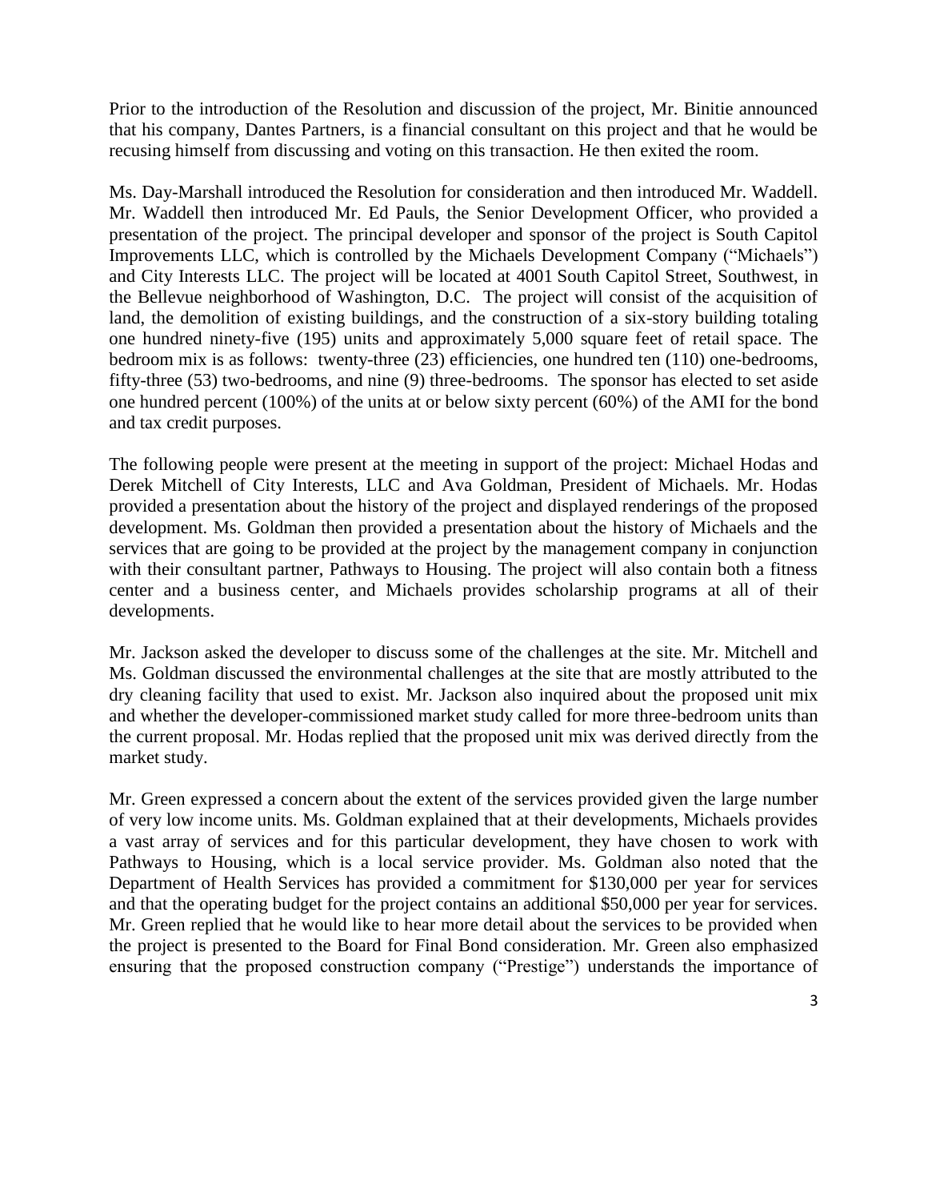Prior to the introduction of the Resolution and discussion of the project, Mr. Binitie announced that his company, Dantes Partners, is a financial consultant on this project and that he would be recusing himself from discussing and voting on this transaction. He then exited the room.

Ms. Day-Marshall introduced the Resolution for consideration and then introduced Mr. Waddell. Mr. Waddell then introduced Mr. Ed Pauls, the Senior Development Officer, who provided a presentation of the project. The principal developer and sponsor of the project is South Capitol Improvements LLC, which is controlled by the Michaels Development Company ("Michaels") and City Interests LLC. The project will be located at 4001 South Capitol Street, Southwest, in the Bellevue neighborhood of Washington, D.C. The project will consist of the acquisition of land, the demolition of existing buildings, and the construction of a six-story building totaling one hundred ninety-five (195) units and approximately 5,000 square feet of retail space. The bedroom mix is as follows: twenty-three (23) efficiencies, one hundred ten (110) one-bedrooms, fifty-three (53) two-bedrooms, and nine (9) three-bedrooms. The sponsor has elected to set aside one hundred percent (100%) of the units at or below sixty percent (60%) of the AMI for the bond and tax credit purposes.

The following people were present at the meeting in support of the project: Michael Hodas and Derek Mitchell of City Interests, LLC and Ava Goldman, President of Michaels. Mr. Hodas provided a presentation about the history of the project and displayed renderings of the proposed development. Ms. Goldman then provided a presentation about the history of Michaels and the services that are going to be provided at the project by the management company in conjunction with their consultant partner, Pathways to Housing. The project will also contain both a fitness center and a business center, and Michaels provides scholarship programs at all of their developments.

Mr. Jackson asked the developer to discuss some of the challenges at the site. Mr. Mitchell and Ms. Goldman discussed the environmental challenges at the site that are mostly attributed to the dry cleaning facility that used to exist. Mr. Jackson also inquired about the proposed unit mix and whether the developer-commissioned market study called for more three-bedroom units than the current proposal. Mr. Hodas replied that the proposed unit mix was derived directly from the market study.

Mr. Green expressed a concern about the extent of the services provided given the large number of very low income units. Ms. Goldman explained that at their developments, Michaels provides a vast array of services and for this particular development, they have chosen to work with Pathways to Housing, which is a local service provider. Ms. Goldman also noted that the Department of Health Services has provided a commitment for $130,000 per year for services and that the operating budget for the project contains an additional $50,000 per year for services. Mr. Green replied that he would like to hear more detail about the services to be provided when the project is presented to the Board for Final Bond consideration. Mr. Green also emphasized ensuring that the proposed construction company ("Prestige") understands the importance of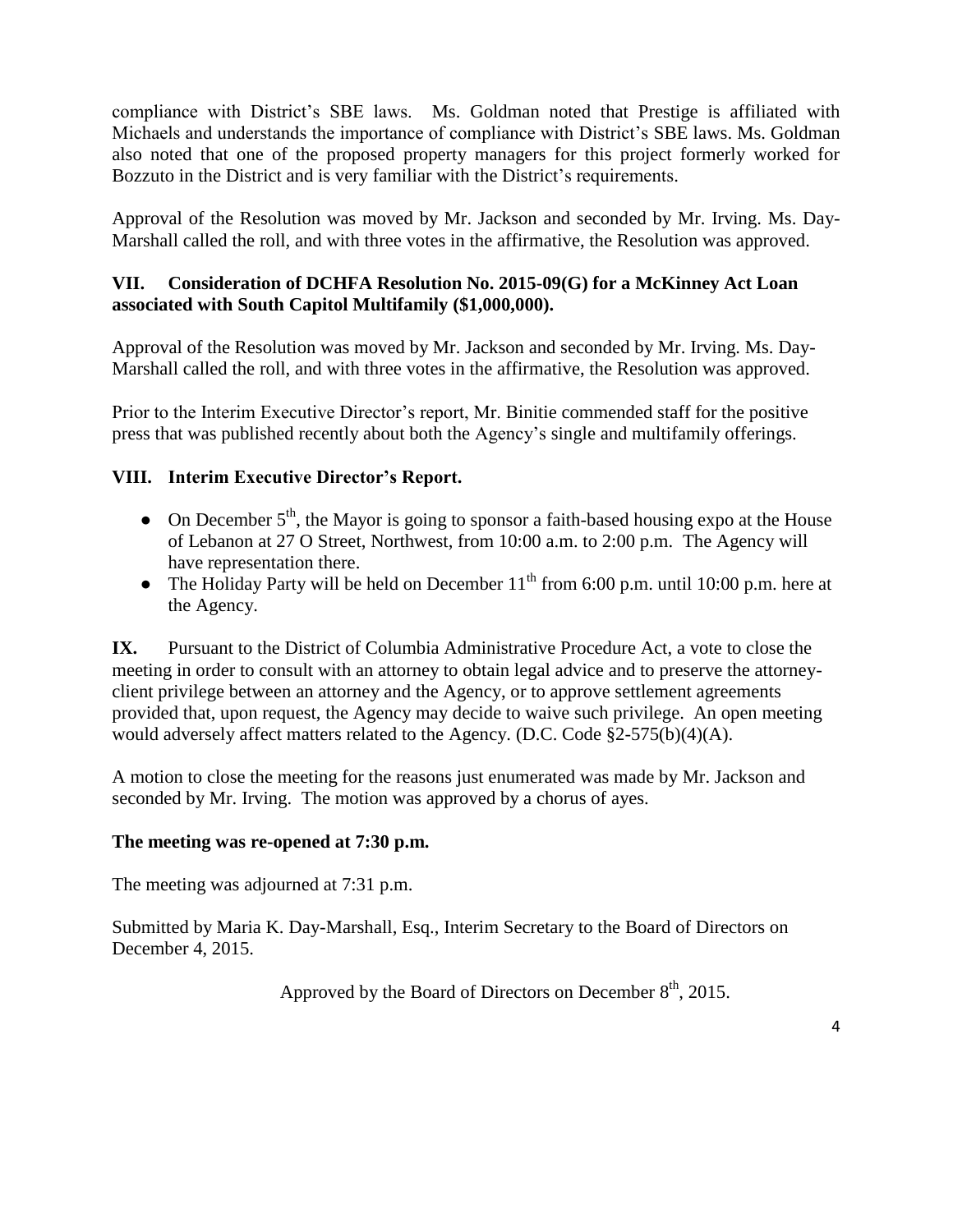compliance with District's SBE laws. Ms. Goldman noted that Prestige is affiliated with Michaels and understands the importance of compliance with District's SBE laws. Ms. Goldman also noted that one of the proposed property managers for this project formerly worked for Bozzuto in the District and is very familiar with the District's requirements.

Approval of the Resolution was moved by Mr. Jackson and seconded by Mr. Irving. Ms. Day-Marshall called the roll, and with three votes in the affirmative, the Resolution was approved.

**VII. Consideration of DCHFA Resolution No. 2015-09(G) for a McKinney Act Loan associated with South Capitol Multifamily ($1,000,000).**

Approval of the Resolution was moved by Mr. Jackson and seconded by Mr. Irving. Ms. Day-Marshall called the roll, and with three votes in the affirmative, the Resolution was approved.

Prior to the Interim Executive Director's report, Mr. Binitie commended staff for the positive press that was published recently about both the Agency's single and multifamily offerings.

**VIII. Interim Executive Director's Report.**

- On December 5th, the Mayor is going to sponsor a faith-based housing expo at the House of Lebanon at 27 O Street, Northwest, from 10:00 a.m. to 2:00 p.m. The Agency will have representation there.
- The Holiday Party will be held on December 11th from 6:00 p.m. until 10:00 p.m. here at the Agency.

**IX.** Pursuant to the District of Columbia Administrative Procedure Act, a vote to close the meeting in order to consult with an attorney to obtain legal advice and to preserve the attorney-client privilege between an attorney and the Agency, or to approve settlement agreements provided that, upon request, the Agency may decide to waive such privilege. An open meeting would adversely affect matters related to the Agency. (D.C. Code §2-575(b)(4)(A).

A motion to close the meeting for the reasons just enumerated was made by Mr. Jackson and seconded by Mr. Irving. The motion was approved by a chorus of ayes.

**The meeting was re-opened at 7:30 p.m.**

The meeting was adjourned at 7:31 p.m.

Submitted by Maria K. Day-Marshall, Esq., Interim Secretary to the Board of Directors on December 4, 2015.

Approved by the Board of Directors on December 8th, 2015.